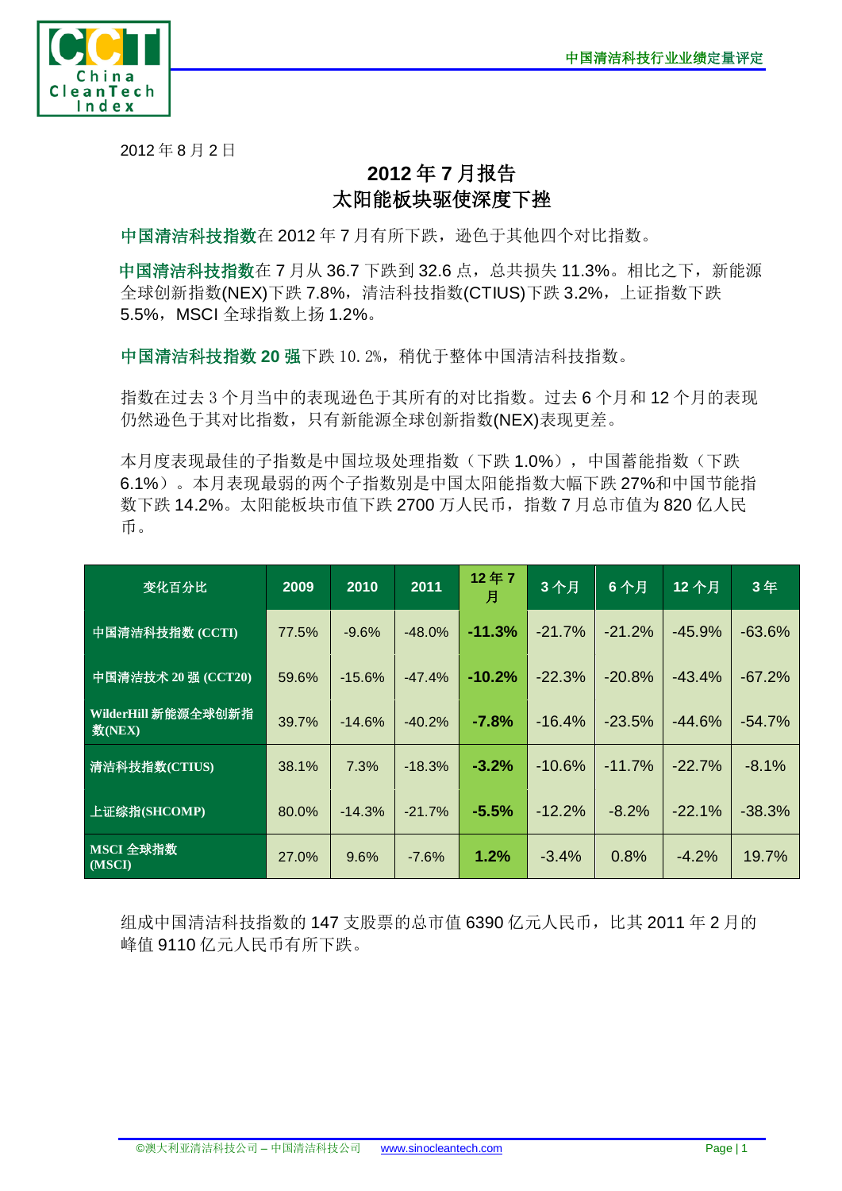2012 年 8 月 2 日

# 2012 年 7 月报告
# 太阳能板块驱使深度下挫

**中国清洁科技指数**在 2012 年 7 月有所下跌，逊色于其他四个对比指数。

**中国清洁科技指数**在 7 月从 36.7 下跌到 32.6 点，总共损失 11.3%。相比之下，新能源全球创新指数(NEX)下跌 7.8%，清洁科技指数(CTIUS)下跌 3.2%，上证指数下跌 5.5%，MSCI 全球指数上扬 1.2%。

**中国清洁科技指数 20 强**下跌 10. 2%，稍优于整体中国清洁科技指数。

指数在过去 3 个月当中的表现逊色于其所有的对比指数。过去 6 个月和 12 个月的表现仍然逊色于其对比指数，只有新能源全球创新指数(NEX)表现更差。

本月度表现最佳的子指数是中国垃圾处理指数（下跌 1.0%），中国蓄能指数（下跌 6.1%）。本月表现最弱的两个子指数别是中国太阳能指数大幅下跌 27%和中国节能指数下跌 14.2%。太阳能板块市值下跌 2700 万人民币，指数 7 月总市值为 820 亿人民币。

| 变化百分比 | 2009 | 2010 | 2011 | 12 年 7 月 | 3 个月 | 6 个月 | 12 个月 | 3 年 |
|---|---|---|---|---|---|---|---|---|
| 中国清洁科技指数 (CCTI) | 77.5% | -9.6% | -48.0% | **-11.3%** | -21.7% | -21.2% | -45.9% | -63.6% |
| 中国清洁技术 20 强 (CCT20) | 59.6% | -15.6% | -47.4% | **-10.2%** | -22.3% | -20.8% | -43.4% | -67.2% |
| WilderHill 新能源全球创新指数(NEX) | 39.7% | -14.6% | -40.2% | **-7.8%** | -16.4% | -23.5% | -44.6% | -54.7% |
| 清洁科技指数(CTIUS) | 38.1% | 7.3% | -18.3% | **-3.2%** | -10.6% | -11.7% | -22.7% | -8.1% |
| 上证综指(SHCOMP) | 80.0% | -14.3% | -21.7% | **-5.5%** | -12.2% | -8.2% | -22.1% | -38.3% |
| MSCI 全球指数 (MSCI) | 27.0% | 9.6% | -7.6% | **1.2%** | -3.4% | 0.8% | -4.2% | 19.7% |

组成中国清洁科技指数的 147 支股票的总市值 6390 亿元人民币，比其 2011 年 2 月的峰值 9110 亿元人民币有所下跌。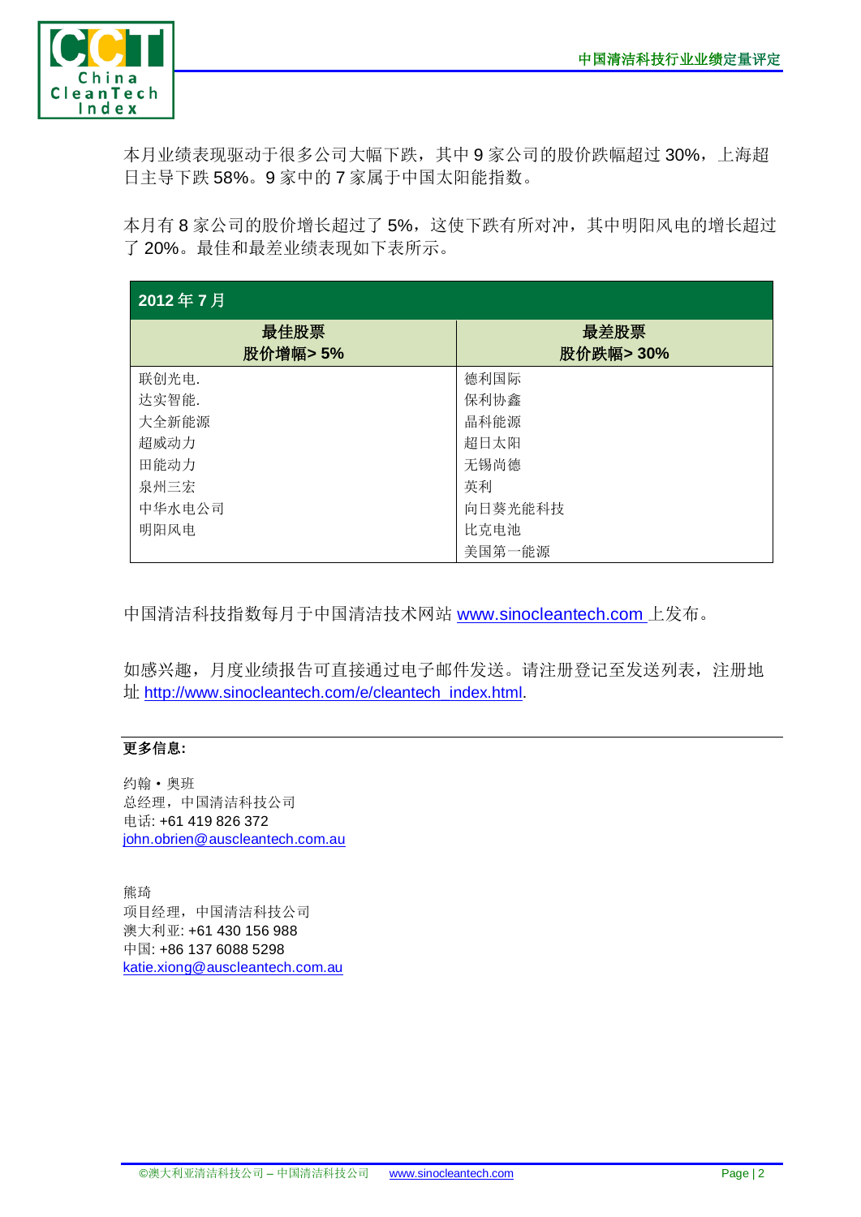本月业绩表现驱动于很多公司大幅下跌，其中 9 家公司的股价跌幅超过 30%，上海超日主导下跌 58%。9 家中的 7 家属于中国太阳能指数。

本月有 8 家公司的股价增长超过了 5%，这使下跌有所对冲，其中明阳风电的增长超过了 20%。最佳和最差业绩表现如下表所示。

| 2012 年 7 月 | |
|---|---|
| **最佳股票**<br>**股价增幅> 5%** | **最差股票**<br>**股价跌幅> 30%** |
| 联创光电. | 德利国际 |
| 达实智能. | 保利协鑫 |
| 大全新能源 | 晶科能源 |
| 超威动力 | 超日太阳 |
| 田能动力 | 无锡尚德 |
| 泉州三宏 | 英利 |
| 中华水电公司 | 向日葵光能科技 |
| 明阳风电 | 比克电池 |
| | 美国第一能源 |

中国清洁科技指数每月于中国清洁技术网站 www.sinocleantech.com 上发布。

如感兴趣，月度业绩报告可直接通过电子邮件发送。请注册登记至发送列表，注册地址 http://www.sinocleantech.com/e/cleantech_index.html.

**更多信息:**

约翰 • 奥班
总经理，中国清洁科技公司
电话: +61 419 826 372
john.obrien@auscleantech.com.au

熊琦
项目经理，中国清洁科技公司
澳大利亚: +61 430 156 988
中国: +86 137 6088 5298
katie.xiong@auscleantech.com.au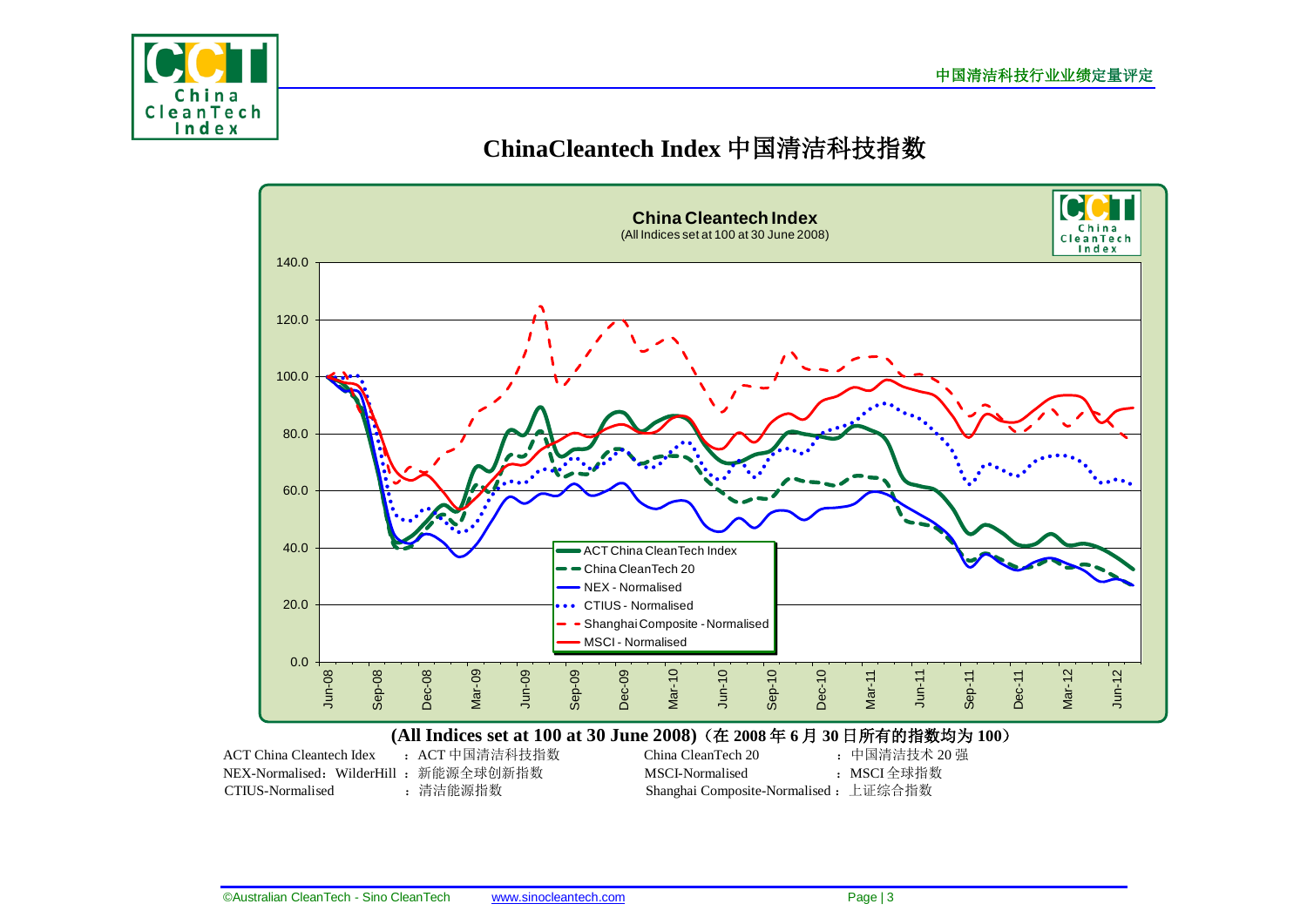# ChinaCleantech Index 中国清洁科技指数

China Cleantech Index
(All Indices set at 100 at 30 June 2008)

140.0
120.0
100.0
80.0
60.0
40.0
20.0
0.0

Jun-08
Sep-08
Dec-08
Mar-09
Jun-09
Sep-09
Dec-09
Mar-10
Jun-10
Sep-10
Dec-10
Mar-11
Jun-11
Sep-11
Dec-11
Mar-12
Jun-12

ACT China CleanTech Index
China CleanTech 20
NEX - Normalised
CTIUS - Normalised
Shanghai Composite - Normalised
MSCI - Normalised

**(All Indices set at 100 at 30 June 2008)**（在 2008 年 6 月 30 日所有的指数均为 100）

ACT China Cleantech Idex ：ACT 中国清洁科技指数

China CleanTech 20 ：中国清洁技术 20 强

NEX-Normalised：WilderHill ：新能源全球创新指数

MSCI-Normalised ：MSCI 全球指数

CTIUS-Normalised ：清洁能源指数

Shanghai Composite-Normalised：上证综合指数